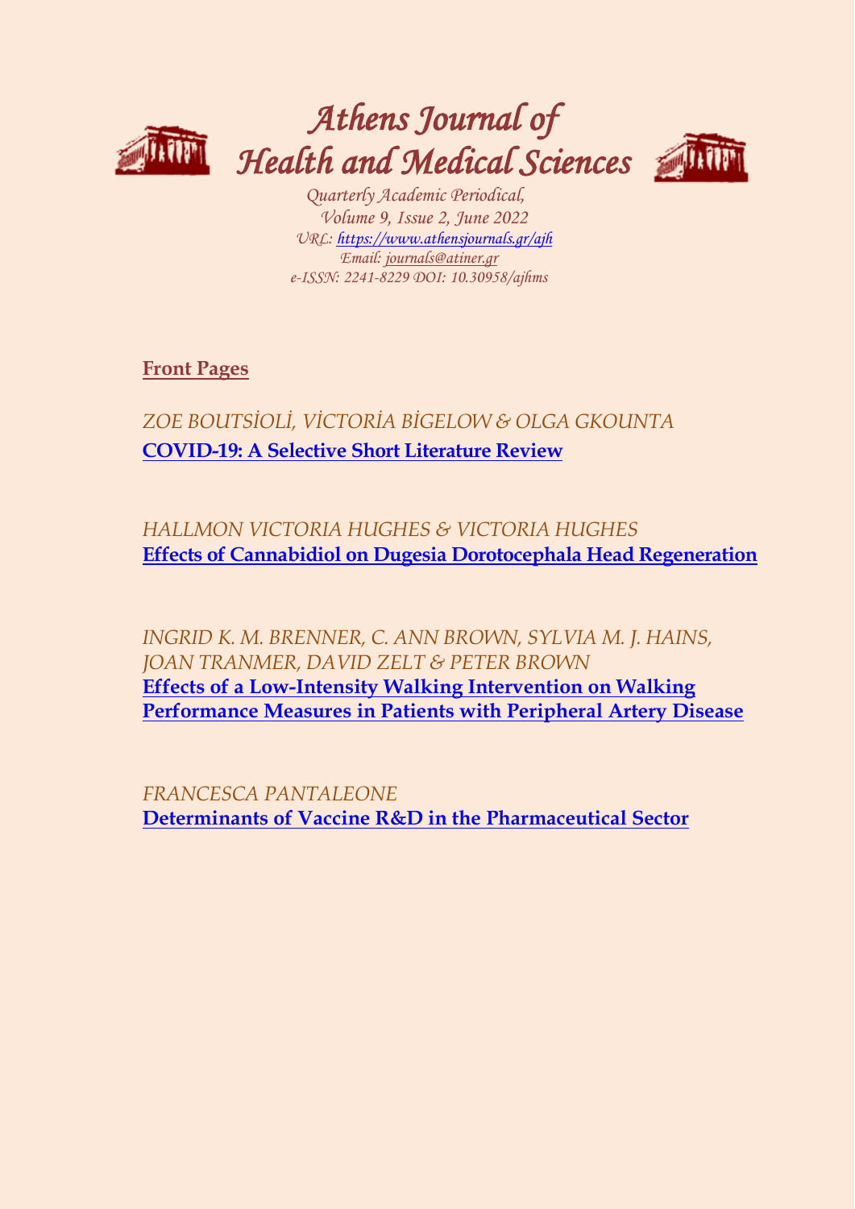# Athens Journal of Health and Medical Sciences

*Quarterly Academic Periodical,*
*Volume 9, Issue 2, June 2022*
*URL: https://www.athensjournals.gr/ajh*
*Email: journals@atiner.gr*
*e-ISSN: 2241-8229 DOI: 10.30958/ajhms*

**Front Pages**

*ZOE BOUTSİOLİ, VİCTORİA BİGELOW & OLGA GKOUNTA*
**COVID-19: A Selective Short Literature Review**

*HALLMON VICTORIA HUGHES & VICTORIA HUGHES*
**Effects of Cannabidiol on Dugesia Dorotocephala Head Regeneration**

*INGRID K. M. BRENNER, C. ANN BROWN, SYLVIA M. J. HAINS, JOAN TRANMER, DAVID ZELT & PETER BROWN*
**Effects of a Low-Intensity Walking Intervention on Walking Performance Measures in Patients with Peripheral Artery Disease**

*FRANCESCA PANTALEONE*
**Determinants of Vaccine R&D in the Pharmaceutical Sector**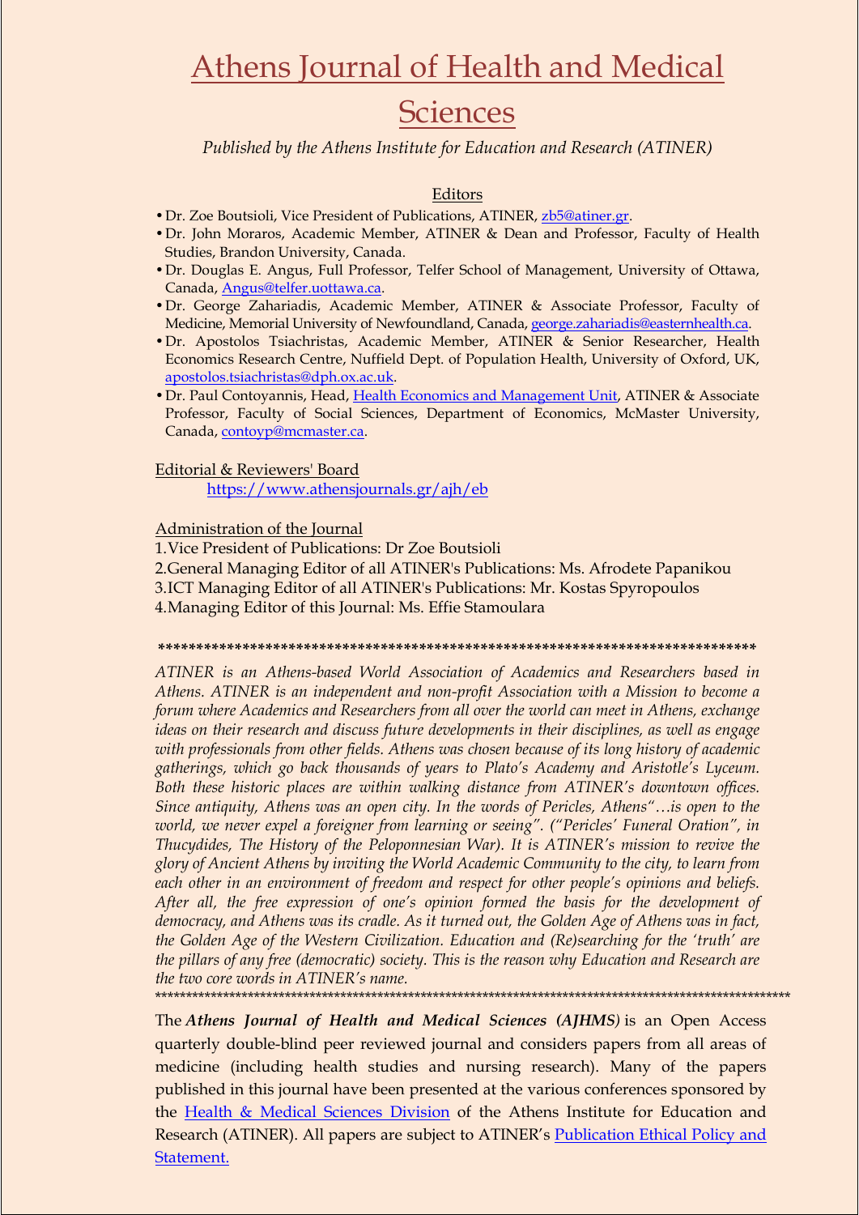# Athens Journal of Health and Medical Sciences

*Published by the Athens Institute for Education and Research (ATINER)*

## Editors

- Dr. Zoe Boutsioli, Vice President of Publications, ATINER, zb5@atiner.gr.
- Dr. John Moraros, Academic Member, ATINER & Dean and Professor, Faculty of Health Studies, Brandon University, Canada.
- Dr. Douglas E. Angus, Full Professor, Telfer School of Management, University of Ottawa, Canada, Angus@telfer.uottawa.ca.
- Dr. George Zahariadis, Academic Member, ATINER & Associate Professor, Faculty of Medicine, Memorial University of Newfoundland, Canada, george.zahariadis@easternhealth.ca.
- Dr. Apostolos Tsiachristas, Academic Member, ATINER & Senior Researcher, Health Economics Research Centre, Nuffield Dept. of Population Health, University of Oxford, UK, apostolos.tsiachristas@dph.ox.ac.uk.
- Dr. Paul Contoyannis, Head, Health Economics and Management Unit, ATINER & Associate Professor, Faculty of Social Sciences, Department of Economics, McMaster University, Canada, contoyp@mcmaster.ca.

## Editorial & Reviewers' Board

https://www.athensjournals.gr/ajh/eb

## Administration of the Journal

1. Vice President of Publications: Dr Zoe Boutsioli
2. General Managing Editor of all ATINER's Publications: Ms. Afrodete Papanikou
3. ICT Managing Editor of all ATINER's Publications: Mr. Kostas Spyropoulos
4. Managing Editor of this Journal: Ms. Effie Stamoulara

***************************************************************************

*ATINER is an Athens-based World Association of Academics and Researchers based in Athens. ATINER is an independent and non-profit Association with a Mission to become a forum where Academics and Researchers from all over the world can meet in Athens, exchange ideas on their research and discuss future developments in their disciplines, as well as engage with professionals from other fields. Athens was chosen because of its long history of academic gatherings, which go back thousands of years to Plato's Academy and Aristotle's Lyceum. Both these historic places are within walking distance from ATINER's downtown offices. Since antiquity, Athens was an open city. In the words of Pericles, Athens"…is open to the world, we never expel a foreigner from learning or seeing". ("Pericles' Funeral Oration", in Thucydides, The History of the Peloponnesian War). It is ATINER's mission to revive the glory of Ancient Athens by inviting the World Academic Community to the city, to learn from each other in an environment of freedom and respect for other people's opinions and beliefs. After all, the free expression of one's opinion formed the basis for the development of democracy, and Athens was its cradle. As it turned out, the Golden Age of Athens was in fact, the Golden Age of the Western Civilization. Education and (Re)searching for the 'truth' are the pillars of any free (democratic) society. This is the reason why Education and Research are the two core words in ATINER's name.*

***************************************************************************

The ***Athens Journal of Health and Medical Sciences (AJHMS)*** is an Open Access quarterly double-blind peer reviewed journal and considers papers from all areas of medicine (including health studies and nursing research). Many of the papers published in this journal have been presented at the various conferences sponsored by the Health & Medical Sciences Division of the Athens Institute for Education and Research (ATINER). All papers are subject to ATINER's Publication Ethical Policy and Statement.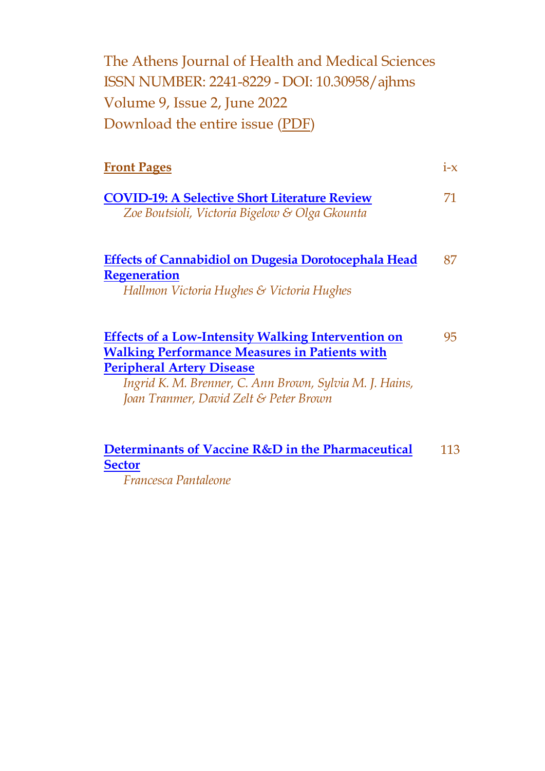The Athens Journal of Health and Medical Sciences
ISSN NUMBER: 2241-8229 - DOI: 10.30958/ajhms
Volume 9, Issue 2, June 2022
Download the entire issue (PDF)

| | |
|---|---|
| **Front Pages** | i-x |
| **COVID-19: A Selective Short Literature Review**<br>*Zoe Boutsioli, Victoria Bigelow & Olga Gkounta* | 71 |
| **Effects of Cannabidiol on Dugesia Dorotocephala Head Regeneration**<br>*Hallmon Victoria Hughes & Victoria Hughes* | 87 |
| **Effects of a Low-Intensity Walking Intervention on Walking Performance Measures in Patients with Peripheral Artery Disease**<br>*Ingrid K. M. Brenner, C. Ann Brown, Sylvia M. J. Hains, Joan Tranmer, David Zelt & Peter Brown* | 95 |
| **Determinants of Vaccine R&D in the Pharmaceutical Sector**<br>*Francesca Pantaleone* | 113 |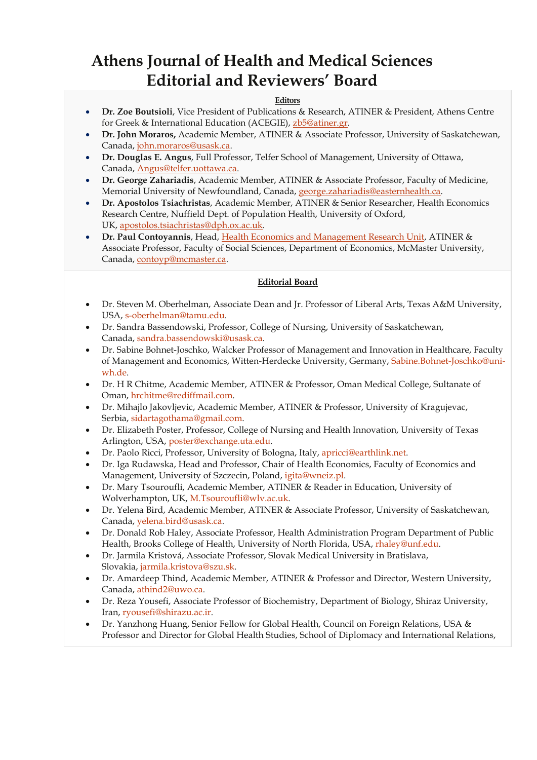# Athens Journal of Health and Medical Sciences Editorial and Reviewers' Board

## Editors

- **Dr. Zoe Boutsioli**, Vice President of Publications & Research, ATINER & President, Athens Centre for Greek & International Education (ACEGIE), zb5@atiner.gr.
- **Dr. John Moraros,** Academic Member, ATINER & Associate Professor, University of Saskatchewan, Canada, john.moraros@usask.ca.
- **Dr. Douglas E. Angus**, Full Professor, Telfer School of Management, University of Ottawa, Canada, Angus@telfer.uottawa.ca.
- **Dr. George Zahariadis**, Academic Member, ATINER & Associate Professor, Faculty of Medicine, Memorial University of Newfoundland, Canada, george.zahariadis@easternhealth.ca.
- **Dr. Apostolos Tsiachristas**, Academic Member, ATINER & Senior Researcher, Health Economics Research Centre, Nuffield Dept. of Population Health, University of Oxford, UK, apostolos.tsiachristas@dph.ox.ac.uk.
- **Dr. Paul Contoyannis**, Head, Health Economics and Management Research Unit, ATINER & Associate Professor, Faculty of Social Sciences, Department of Economics, McMaster University, Canada, contoyp@mcmaster.ca.

## Editorial Board

- Dr. Steven M. Oberhelman, Associate Dean and Jr. Professor of Liberal Arts, Texas A&M University, USA, s-oberhelman@tamu.edu.
- Dr. Sandra Bassendowski, Professor, College of Nursing, University of Saskatchewan, Canada, sandra.bassendowski@usask.ca.
- Dr. Sabine Bohnet-Joschko, Walcker Professor of Management and Innovation in Healthcare, Faculty of Management and Economics, Witten-Herdecke University, Germany, Sabine.Bohnet-Joschko@uni-wh.de.
- Dr. H R Chitme, Academic Member, ATINER & Professor, Oman Medical College, Sultanate of Oman, hrchitme@rediffmail.com.
- Dr. Mihajlo Jakovljevic, Academic Member, ATINER & Professor, University of Kragujevac, Serbia, sidartagothama@gmail.com.
- Dr. Elizabeth Poster, Professor, College of Nursing and Health Innovation, University of Texas Arlington, USA, poster@exchange.uta.edu.
- Dr. Paolo Ricci, Professor, University of Bologna, Italy, apricci@earthlink.net.
- Dr. Iga Rudawska, Head and Professor, Chair of Health Economics, Faculty of Economics and Management, University of Szczecin, Poland, igita@wneiz.pl.
- Dr. Mary Tsouroufli, Academic Member, ATINER & Reader in Education, University of Wolverhampton, UK, M.Tsouroufli@wlv.ac.uk.
- Dr. Yelena Bird, Academic Member, ATINER & Associate Professor, University of Saskatchewan, Canada, yelena.bird@usask.ca.
- Dr. Donald Rob Haley, Associate Professor, Health Administration Program Department of Public Health, Brooks College of Health, University of North Florida, USA, rhaley@unf.edu.
- Dr. Jarmila Kristová, Associate Professor, Slovak Medical University in Bratislava, Slovakia, jarmila.kristova@szu.sk.
- Dr. Amardeep Thind, Academic Member, ATINER & Professor and Director, Western University, Canada, athind2@uwo.ca.
- Dr. Reza Yousefi, Associate Professor of Biochemistry, Department of Biology, Shiraz University, Iran, ryousefi@shirazu.ac.ir.
- Dr. Yanzhong Huang, Senior Fellow for Global Health, Council on Foreign Relations, USA & Professor and Director for Global Health Studies, School of Diplomacy and International Relations,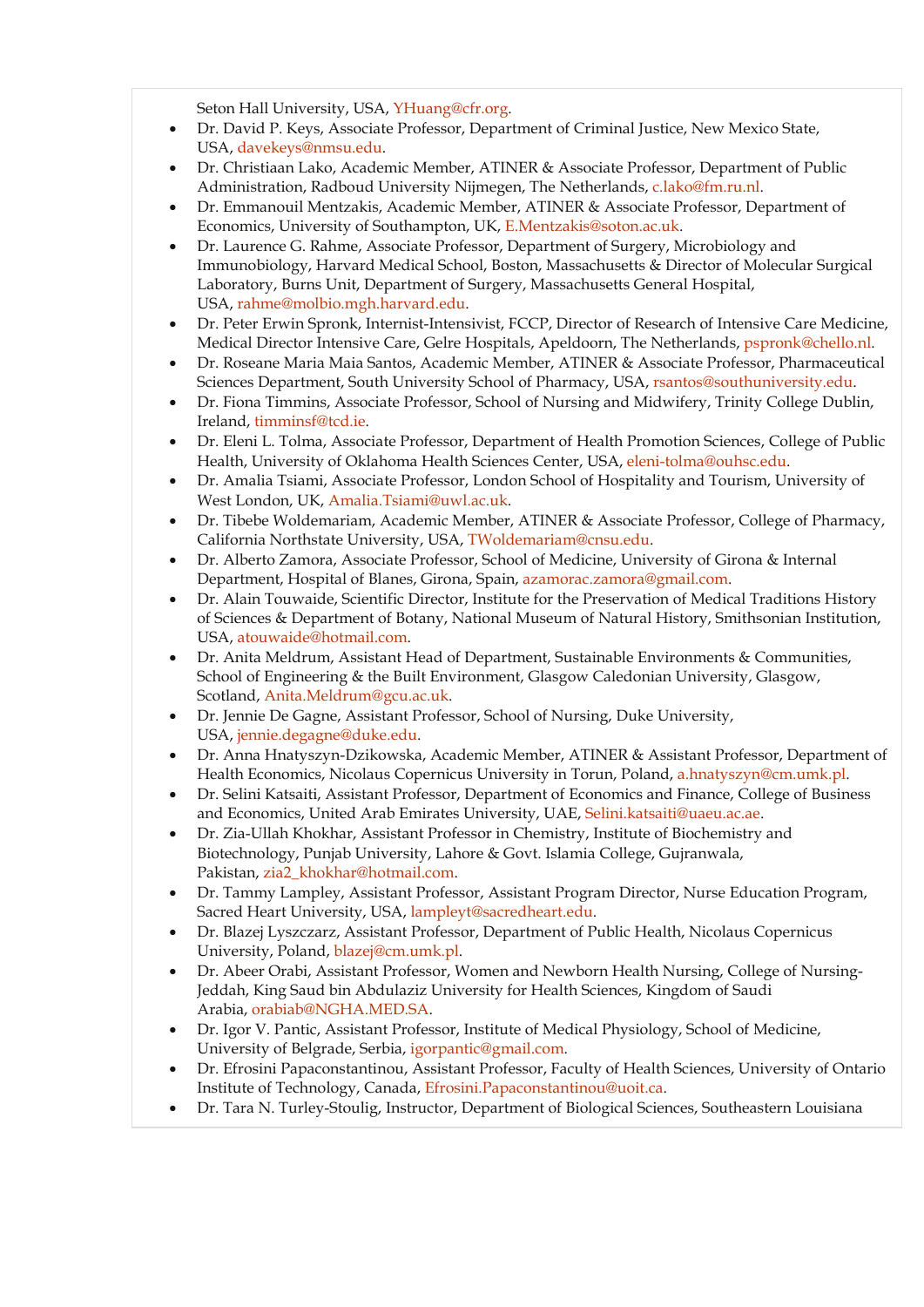Seton Hall University, USA, YHuang@cfr.org.

- Dr. David P. Keys, Associate Professor, Department of Criminal Justice, New Mexico State, USA, davekeys@nmsu.edu.
- Dr. Christiaan Lako, Academic Member, ATINER & Associate Professor, Department of Public Administration, Radboud University Nijmegen, The Netherlands, c.lako@fm.ru.nl.
- Dr. Emmanouil Mentzakis, Academic Member, ATINER & Associate Professor, Department of Economics, University of Southampton, UK, E.Mentzakis@soton.ac.uk.
- Dr. Laurence G. Rahme, Associate Professor, Department of Surgery, Microbiology and Immunobiology, Harvard Medical School, Boston, Massachusetts & Director of Molecular Surgical Laboratory, Burns Unit, Department of Surgery, Massachusetts General Hospital, USA, rahme@molbio.mgh.harvard.edu.
- Dr. Peter Erwin Spronk, Internist-Intensivist, FCCP, Director of Research of Intensive Care Medicine, Medical Director Intensive Care, Gelre Hospitals, Apeldoorn, The Netherlands, pspronk@chello.nl.
- Dr. Roseane Maria Maia Santos, Academic Member, ATINER & Associate Professor, Pharmaceutical Sciences Department, South University School of Pharmacy, USA, rsantos@southuniversity.edu.
- Dr. Fiona Timmins, Associate Professor, School of Nursing and Midwifery, Trinity College Dublin, Ireland, timminsf@tcd.ie.
- Dr. Eleni L. Tolma, Associate Professor, Department of Health Promotion Sciences, College of Public Health, University of Oklahoma Health Sciences Center, USA, eleni-tolma@ouhsc.edu.
- Dr. Amalia Tsiami, Associate Professor, London School of Hospitality and Tourism, University of West London, UK, Amalia.Tsiami@uwl.ac.uk.
- Dr. Tibebe Woldemariam, Academic Member, ATINER & Associate Professor, College of Pharmacy, California Northstate University, USA, TWoldemariam@cnsu.edu.
- Dr. Alberto Zamora, Associate Professor, School of Medicine, University of Girona & Internal Department, Hospital of Blanes, Girona, Spain, azamorac.zamora@gmail.com.
- Dr. Alain Touwaide, Scientific Director, Institute for the Preservation of Medical Traditions History of Sciences & Department of Botany, National Museum of Natural History, Smithsonian Institution, USA, atouwaide@hotmail.com.
- Dr. Anita Meldrum, Assistant Head of Department, Sustainable Environments & Communities, School of Engineering & the Built Environment, Glasgow Caledonian University, Glasgow, Scotland, Anita.Meldrum@gcu.ac.uk.
- Dr. Jennie De Gagne, Assistant Professor, School of Nursing, Duke University, USA, jennie.degagne@duke.edu.
- Dr. Anna Hnatyszyn-Dzikowska, Academic Member, ATINER & Assistant Professor, Department of Health Economics, Nicolaus Copernicus University in Torun, Poland, a.hnatyszyn@cm.umk.pl.
- Dr. Selini Katsaiti, Assistant Professor, Department of Economics and Finance, College of Business and Economics, United Arab Emirates University, UAE, Selini.katsaiti@uaeu.ac.ae.
- Dr. Zia-Ullah Khokhar, Assistant Professor in Chemistry, Institute of Biochemistry and Biotechnology, Punjab University, Lahore & Govt. Islamia College, Gujranwala, Pakistan, zia2_khokhar@hotmail.com.
- Dr. Tammy Lampley, Assistant Professor, Assistant Program Director, Nurse Education Program, Sacred Heart University, USA, lampleyt@sacredheart.edu.
- Dr. Blazej Lyszczarz, Assistant Professor, Department of Public Health, Nicolaus Copernicus University, Poland, blazej@cm.umk.pl.
- Dr. Abeer Orabi, Assistant Professor, Women and Newborn Health Nursing, College of Nursing-Jeddah, King Saud bin Abdulaziz University for Health Sciences, Kingdom of Saudi Arabia, orabiab@NGHA.MED.SA.
- Dr. Igor V. Pantic, Assistant Professor, Institute of Medical Physiology, School of Medicine, University of Belgrade, Serbia, igorpantic@gmail.com.
- Dr. Efrosini Papaconstantinou, Assistant Professor, Faculty of Health Sciences, University of Ontario Institute of Technology, Canada, Efrosini.Papaconstantinou@uoit.ca.
- Dr. Tara N. Turley-Stoulig, Instructor, Department of Biological Sciences, Southeastern Louisiana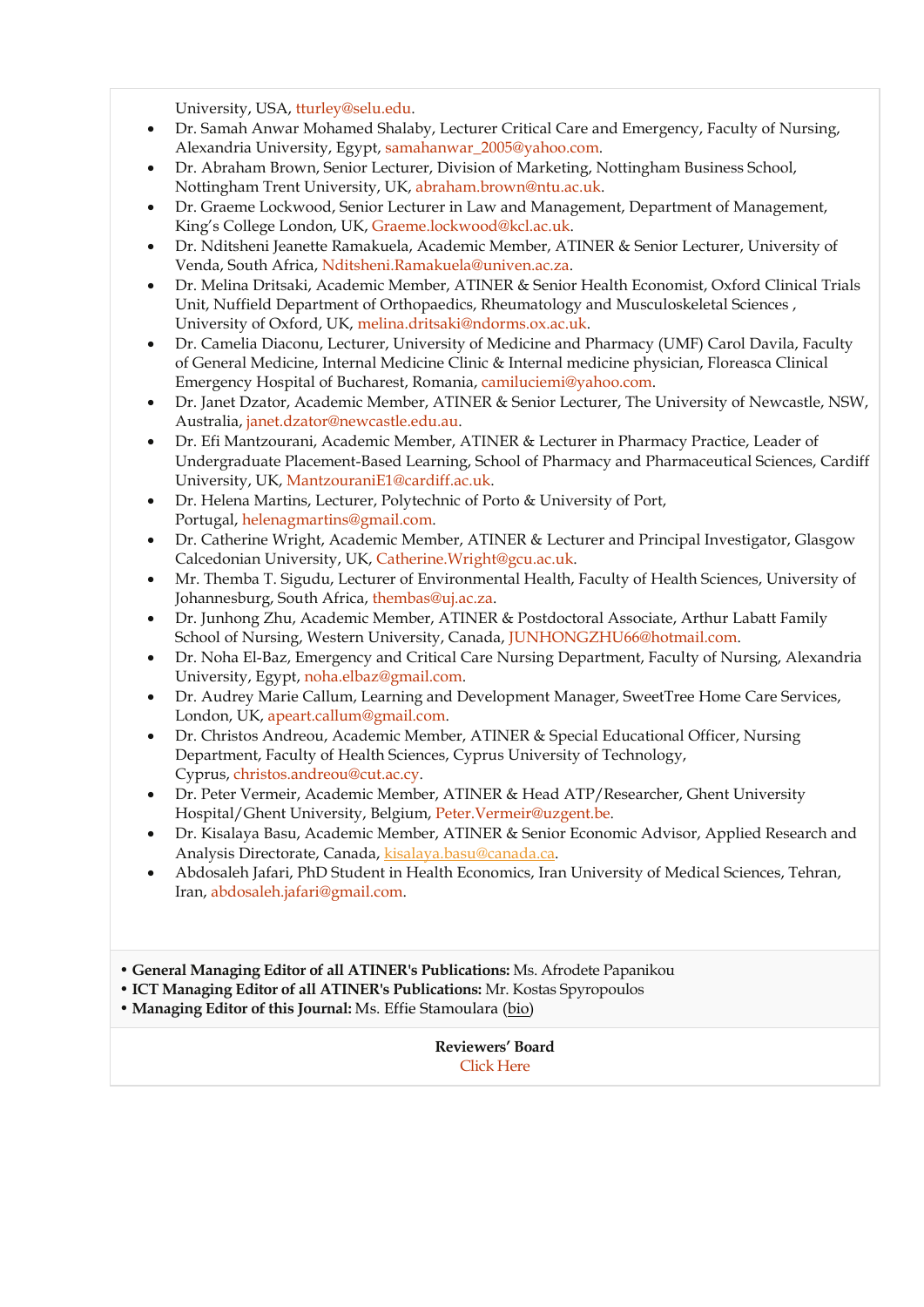University, USA, tturley@selu.edu.

- Dr. Samah Anwar Mohamed Shalaby, Lecturer Critical Care and Emergency, Faculty of Nursing, Alexandria University, Egypt, samahanwar_2005@yahoo.com.
- Dr. Abraham Brown, Senior Lecturer, Division of Marketing, Nottingham Business School, Nottingham Trent University, UK, abraham.brown@ntu.ac.uk.
- Dr. Graeme Lockwood, Senior Lecturer in Law and Management, Department of Management, King's College London, UK, Graeme.lockwood@kcl.ac.uk.
- Dr. Nditsheni Jeanette Ramakuela, Academic Member, ATINER & Senior Lecturer, University of Venda, South Africa, Nditsheni.Ramakuela@univen.ac.za.
- Dr. Melina Dritsaki, Academic Member, ATINER & Senior Health Economist, Oxford Clinical Trials Unit, Nuffield Department of Orthopaedics, Rheumatology and Musculoskeletal Sciences , University of Oxford, UK, melina.dritsaki@ndorms.ox.ac.uk.
- Dr. Camelia Diaconu, Lecturer, University of Medicine and Pharmacy (UMF) Carol Davila, Faculty of General Medicine, Internal Medicine Clinic & Internal medicine physician, Floreasca Clinical Emergency Hospital of Bucharest, Romania, camiluciemi@yahoo.com.
- Dr. Janet Dzator, Academic Member, ATINER & Senior Lecturer, The University of Newcastle, NSW, Australia, janet.dzator@newcastle.edu.au.
- Dr. Efi Mantzourani, Academic Member, ATINER & Lecturer in Pharmacy Practice, Leader of Undergraduate Placement-Based Learning, School of Pharmacy and Pharmaceutical Sciences, Cardiff University, UK, MantzouraniE1@cardiff.ac.uk.
- Dr. Helena Martins, Lecturer, Polytechnic of Porto & University of Port, Portugal, helenagmartins@gmail.com.
- Dr. Catherine Wright, Academic Member, ATINER & Lecturer and Principal Investigator, Glasgow Calcedonian University, UK, Catherine.Wright@gcu.ac.uk.
- Mr. Themba T. Sigudu, Lecturer of Environmental Health, Faculty of Health Sciences, University of Johannesburg, South Africa, thembas@uj.ac.za.
- Dr. Junhong Zhu, Academic Member, ATINER & Postdoctoral Associate, Arthur Labatt Family School of Nursing, Western University, Canada, JUNHONGZHU66@hotmail.com.
- Dr. Noha El-Baz, Emergency and Critical Care Nursing Department, Faculty of Nursing, Alexandria University, Egypt, noha.elbaz@gmail.com.
- Dr. Audrey Marie Callum, Learning and Development Manager, SweetTree Home Care Services, London, UK, apeart.callum@gmail.com.
- Dr. Christos Andreou, Academic Member, ATINER & Special Educational Officer, Nursing Department, Faculty of Health Sciences, Cyprus University of Technology, Cyprus, christos.andreou@cut.ac.cy.
- Dr. Peter Vermeir, Academic Member, ATINER & Head ATP/Researcher, Ghent University Hospital/Ghent University, Belgium, Peter.Vermeir@uzgent.be.
- Dr. Kisalaya Basu, Academic Member, ATINER & Senior Economic Advisor, Applied Research and Analysis Directorate, Canada, kisalaya.basu@canada.ca.
- Abdosaleh Jafari, PhD Student in Health Economics, Iran University of Medical Sciences, Tehran, Iran, abdosaleh.jafari@gmail.com.

- **General Managing Editor of all ATINER's Publications:** Ms. Afrodete Papanikou
- **ICT Managing Editor of all ATINER's Publications:** Mr. Kostas Spyropoulos
- **Managing Editor of this Journal:** Ms. Effie Stamoulara (bio)

**Reviewers' Board**

Click Here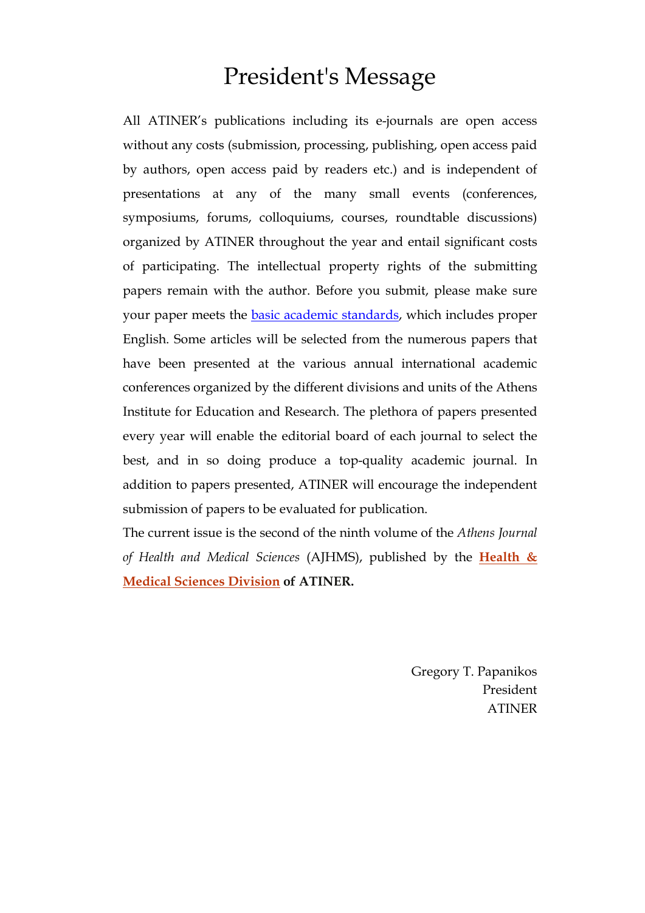# President's Message

All ATINER's publications including its e-journals are open access without any costs (submission, processing, publishing, open access paid by authors, open access paid by readers etc.) and is independent of presentations at any of the many small events (conferences, symposiums, forums, colloquiums, courses, roundtable discussions) organized by ATINER throughout the year and entail significant costs of participating. The intellectual property rights of the submitting papers remain with the author. Before you submit, please make sure your paper meets the basic academic standards, which includes proper English. Some articles will be selected from the numerous papers that have been presented at the various annual international academic conferences organized by the different divisions and units of the Athens Institute for Education and Research. The plethora of papers presented every year will enable the editorial board of each journal to select the best, and in so doing produce a top-quality academic journal. In addition to papers presented, ATINER will encourage the independent submission of papers to be evaluated for publication.

The current issue is the second of the ninth volume of the *Athens Journal of Health and Medical Sciences* (AJHMS), published by the **Health & Medical Sciences Division of ATINER.**

Gregory T. Papanikos
President
ATINER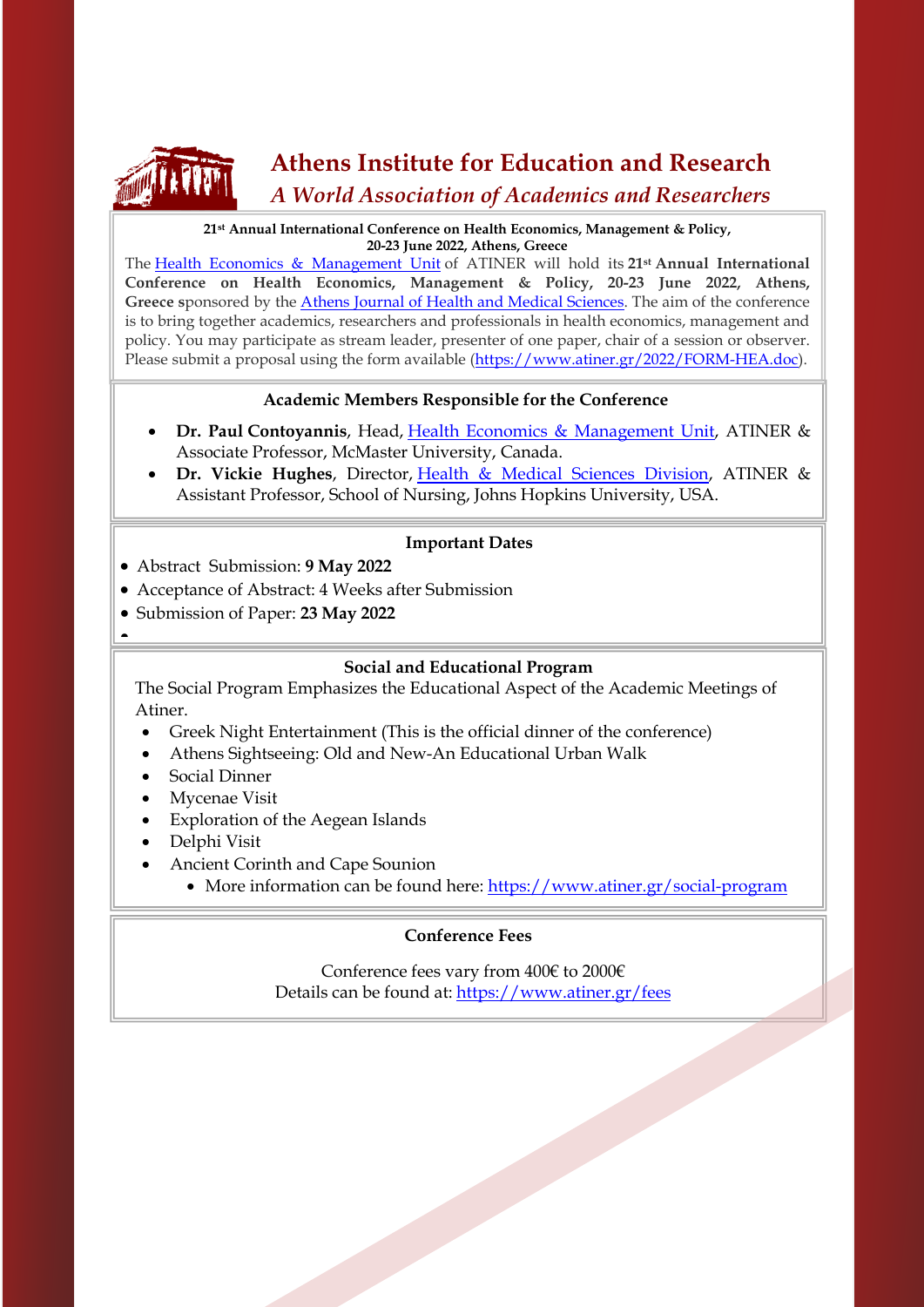# Athens Institute for Education and Research

## *A World Association of Academics and Researchers*

**21st Annual International Conference on Health Economics, Management & Policy, 20-23 June 2022, Athens, Greece**

The Health Economics & Management Unit of ATINER will hold its **21st Annual International Conference on Health Economics, Management & Policy, 20-23 June 2022, Athens, Greece** sponsored by the Athens Journal of Health and Medical Sciences. The aim of the conference is to bring together academics, researchers and professionals in health economics, management and policy. You may participate as stream leader, presenter of one paper, chair of a session or observer. Please submit a proposal using the form available (https://www.atiner.gr/2022/FORM-HEA.doc).

### Academic Members Responsible for the Conference

- **Dr. Paul Contoyannis**, Head, Health Economics & Management Unit, ATINER & Associate Professor, McMaster University, Canada.
- **Dr. Vickie Hughes**, Director, Health & Medical Sciences Division, ATINER & Assistant Professor, School of Nursing, Johns Hopkins University, USA.

### Important Dates

- Abstract Submission: **9 May 2022**
- Acceptance of Abstract: 4 Weeks after Submission
- Submission of Paper: **23 May 2022**

### Social and Educational Program

The Social Program Emphasizes the Educational Aspect of the Academic Meetings of Atiner.

- Greek Night Entertainment (This is the official dinner of the conference)
- Athens Sightseeing: Old and New-An Educational Urban Walk
- Social Dinner
- Mycenae Visit
- Exploration of the Aegean Islands
- Delphi Visit
- Ancient Corinth and Cape Sounion
  - More information can be found here: https://www.atiner.gr/social-program

### Conference Fees

Conference fees vary from 400€ to 2000€

Details can be found at: https://www.atiner.gr/fees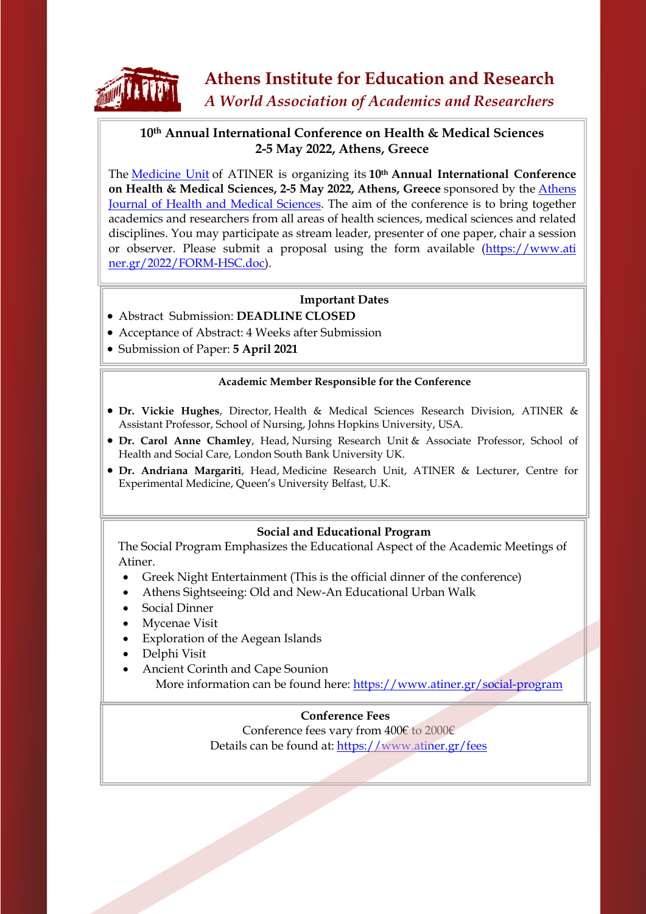# Athens Institute for Education and Research

*A World Association of Academics and Researchers*

## 10th Annual International Conference on Health & Medical Sciences 2-5 May 2022, Athens, Greece

The Medicine Unit of ATINER is organizing its **10th Annual International Conference on Health & Medical Sciences, 2-5 May 2022, Athens, Greece** sponsored by the Athens Journal of Health and Medical Sciences. The aim of the conference is to bring together academics and researchers from all areas of health sciences, medical sciences and related disciplines. You may participate as stream leader, presenter of one paper, chair a session or observer. Please submit a proposal using the form available (https://www.atiner.gr/2022/FORM-HSC.doc).

### Important Dates

- Abstract Submission: **DEADLINE CLOSED**
- Acceptance of Abstract: 4 Weeks after Submission
- Submission of Paper: **5 April 2021**

### Academic Member Responsible for the Conference

- **Dr. Vickie Hughes**, Director, Health & Medical Sciences Research Division, ATINER & Assistant Professor, School of Nursing, Johns Hopkins University, USA.
- **Dr. Carol Anne Chamley**, Head, Nursing Research Unit & Associate Professor, School of Health and Social Care, London South Bank University UK.
- **Dr. Andriana Margariti**, Head, Medicine Research Unit, ATINER & Lecturer, Centre for Experimental Medicine, Queen's University Belfast, U.K.

### Social and Educational Program

The Social Program Emphasizes the Educational Aspect of the Academic Meetings of Atiner.

- Greek Night Entertainment (This is the official dinner of the conference)
- Athens Sightseeing: Old and New-An Educational Urban Walk
- Social Dinner
- Mycenae Visit
- Exploration of the Aegean Islands
- Delphi Visit
- Ancient Corinth and Cape Sounion

More information can be found here: https://www.atiner.gr/social-program

### Conference Fees

Conference fees vary from 400€ to 2000€

Details can be found at: https://www.atiner.gr/fees